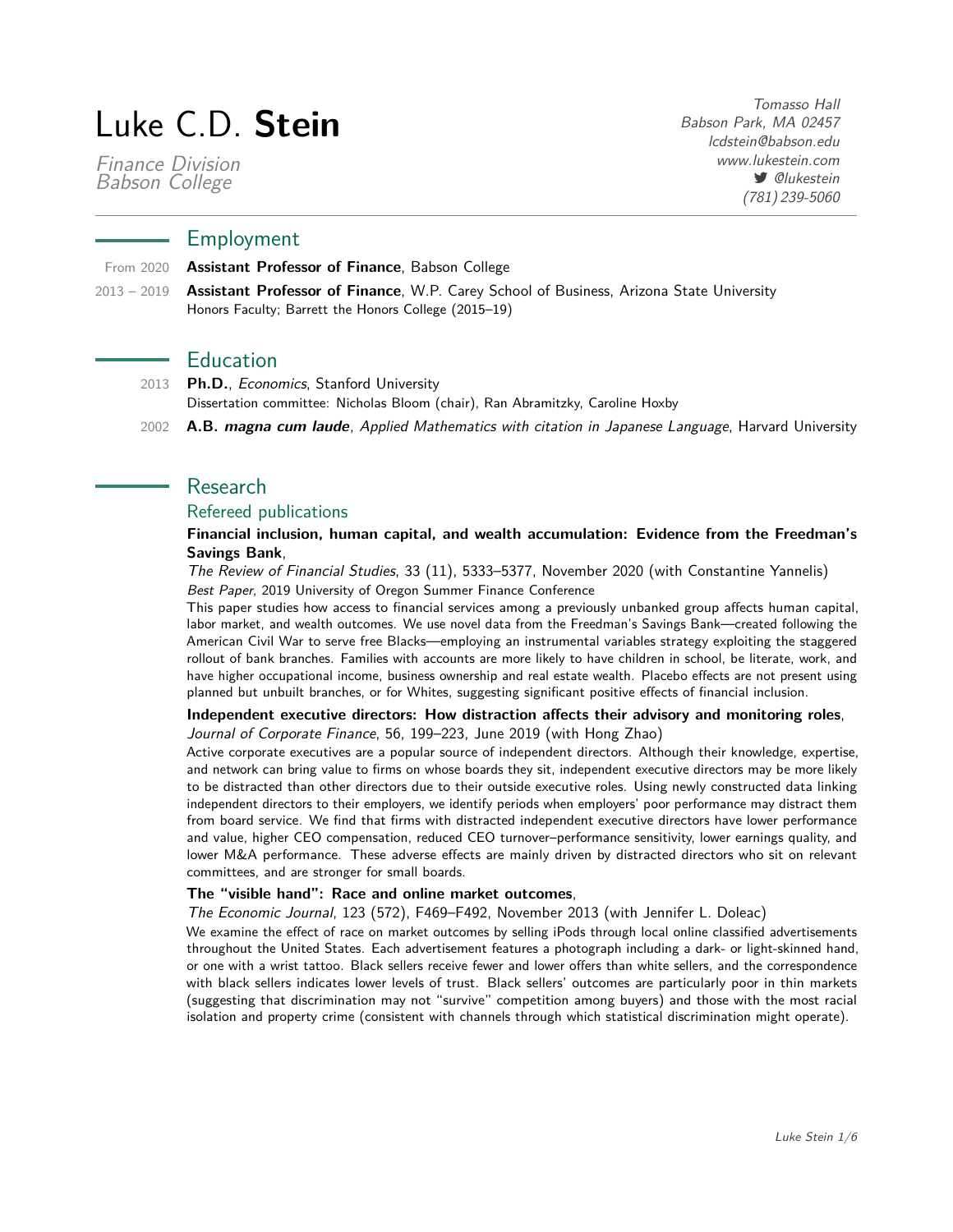# Luke C.D. **Stein**

*Finance Division*
*Babson College*

*Tomasso Hall*
*Babson Park, MA 02457*
*lcdstein@babson.edu*
*www.lukestein.com*
*@lukestein*
*(781) 239-5060*

## Employment

From 2020 **Assistant Professor of Finance**, Babson College

2013 – 2019 **Assistant Professor of Finance**, W.P. Carey School of Business, Arizona State University
Honors Faculty; Barrett the Honors College (2015–19)

## Education

2013 **Ph.D.**, *Economics*, Stanford University
Dissertation committee: Nicholas Bloom (chair), Ran Abramitzky, Caroline Hoxby

2002 **A.B. *magna cum laude***, *Applied Mathematics with citation in Japanese Language*, Harvard University

## Research

### Refereed publications

**Financial inclusion, human capital, and wealth accumulation: Evidence from the Freedman's Savings Bank**,
*The Review of Financial Studies*, 33 (11), 5333–5377, November 2020 (with Constantine Yannelis)
*Best Paper*, 2019 University of Oregon Summer Finance Conference
This paper studies how access to financial services among a previously unbanked group affects human capital, labor market, and wealth outcomes. We use novel data from the Freedman's Savings Bank—created following the American Civil War to serve free Blacks—employing an instrumental variables strategy exploiting the staggered rollout of bank branches. Families with accounts are more likely to have children in school, be literate, work, and have higher occupational income, business ownership and real estate wealth. Placebo effects are not present using planned but unbuilt branches, or for Whites, suggesting significant positive effects of financial inclusion.

**Independent executive directors: How distraction affects their advisory and monitoring roles**,
*Journal of Corporate Finance*, 56, 199–223, June 2019 (with Hong Zhao)
Active corporate executives are a popular source of independent directors. Although their knowledge, expertise, and network can bring value to firms on whose boards they sit, independent executive directors may be more likely to be distracted than other directors due to their outside executive roles. Using newly constructed data linking independent directors to their employers, we identify periods when employers' poor performance may distract them from board service. We find that firms with distracted independent executive directors have lower performance and value, higher CEO compensation, reduced CEO turnover–performance sensitivity, lower earnings quality, and lower M&A performance. These adverse effects are mainly driven by distracted directors who sit on relevant committees, and are stronger for small boards.

**The "visible hand": Race and online market outcomes**,
*The Economic Journal*, 123 (572), F469–F492, November 2013 (with Jennifer L. Doleac)
We examine the effect of race on market outcomes by selling iPods through local online classified advertisements throughout the United States. Each advertisement features a photograph including a dark- or light-skinned hand, or one with a wrist tattoo. Black sellers receive fewer and lower offers than white sellers, and the correspondence with black sellers indicates lower levels of trust. Black sellers' outcomes are particularly poor in thin markets (suggesting that discrimination may not "survive" competition among buyers) and those with the most racial isolation and property crime (consistent with channels through which statistical discrimination might operate).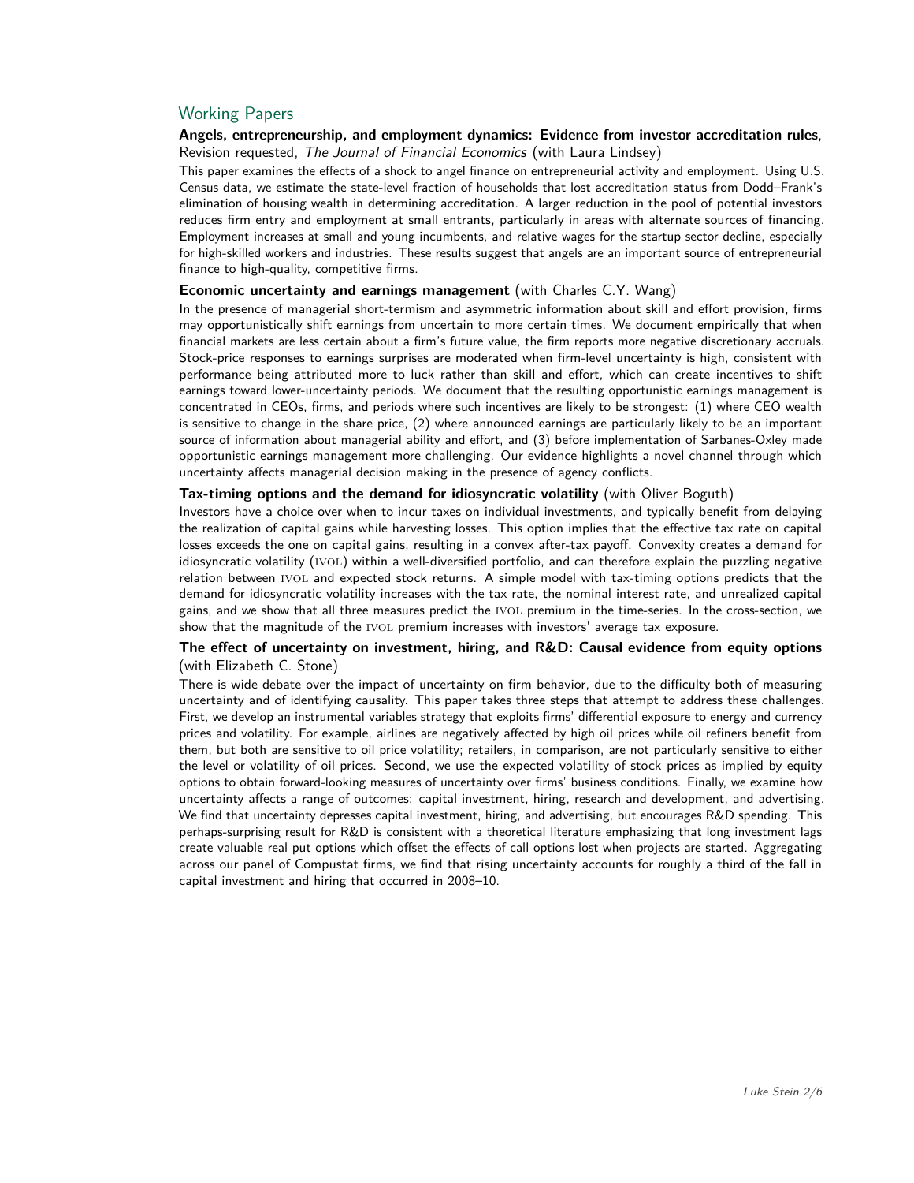## Working Papers

**Angels, entrepreneurship, and employment dynamics: Evidence from investor accreditation rules**, Revision requested, *The Journal of Financial Economics* (with Laura Lindsey)

This paper examines the effects of a shock to angel finance on entrepreneurial activity and employment. Using U.S. Census data, we estimate the state-level fraction of households that lost accreditation status from Dodd–Frank's elimination of housing wealth in determining accreditation. A larger reduction in the pool of potential investors reduces firm entry and employment at small entrants, particularly in areas with alternate sources of financing. Employment increases at small and young incumbents, and relative wages for the startup sector decline, especially for high-skilled workers and industries. These results suggest that angels are an important source of entrepreneurial finance to high-quality, competitive firms.

**Economic uncertainty and earnings management** (with Charles C.Y. Wang)

In the presence of managerial short-termism and asymmetric information about skill and effort provision, firms may opportunistically shift earnings from uncertain to more certain times. We document empirically that when financial markets are less certain about a firm's future value, the firm reports more negative discretionary accruals. Stock-price responses to earnings surprises are moderated when firm-level uncertainty is high, consistent with performance being attributed more to luck rather than skill and effort, which can create incentives to shift earnings toward lower-uncertainty periods. We document that the resulting opportunistic earnings management is concentrated in CEOs, firms, and periods where such incentives are likely to be strongest: (1) where CEO wealth is sensitive to change in the share price, (2) where announced earnings are particularly likely to be an important source of information about managerial ability and effort, and (3) before implementation of Sarbanes-Oxley made opportunistic earnings management more challenging. Our evidence highlights a novel channel through which uncertainty affects managerial decision making in the presence of agency conflicts.

**Tax-timing options and the demand for idiosyncratic volatility** (with Oliver Boguth)

Investors have a choice over when to incur taxes on individual investments, and typically benefit from delaying the realization of capital gains while harvesting losses. This option implies that the effective tax rate on capital losses exceeds the one on capital gains, resulting in a convex after-tax payoff. Convexity creates a demand for idiosyncratic volatility (IVOL) within a well-diversified portfolio, and can therefore explain the puzzling negative relation between IVOL and expected stock returns. A simple model with tax-timing options predicts that the demand for idiosyncratic volatility increases with the tax rate, the nominal interest rate, and unrealized capital gains, and we show that all three measures predict the IVOL premium in the time-series. In the cross-section, we show that the magnitude of the IVOL premium increases with investors' average tax exposure.

**The effect of uncertainty on investment, hiring, and R&D: Causal evidence from equity options** (with Elizabeth C. Stone)

There is wide debate over the impact of uncertainty on firm behavior, due to the difficulty both of measuring uncertainty and of identifying causality. This paper takes three steps that attempt to address these challenges. First, we develop an instrumental variables strategy that exploits firms' differential exposure to energy and currency prices and volatility. For example, airlines are negatively affected by high oil prices while oil refiners benefit from them, but both are sensitive to oil price volatility; retailers, in comparison, are not particularly sensitive to either the level or volatility of oil prices. Second, we use the expected volatility of stock prices as implied by equity options to obtain forward-looking measures of uncertainty over firms' business conditions. Finally, we examine how uncertainty affects a range of outcomes: capital investment, hiring, research and development, and advertising. We find that uncertainty depresses capital investment, hiring, and advertising, but encourages R&D spending. This perhaps-surprising result for R&D is consistent with a theoretical literature emphasizing that long investment lags create valuable real put options which offset the effects of call options lost when projects are started. Aggregating across our panel of Compustat firms, we find that rising uncertainty accounts for roughly a third of the fall in capital investment and hiring that occurred in 2008–10.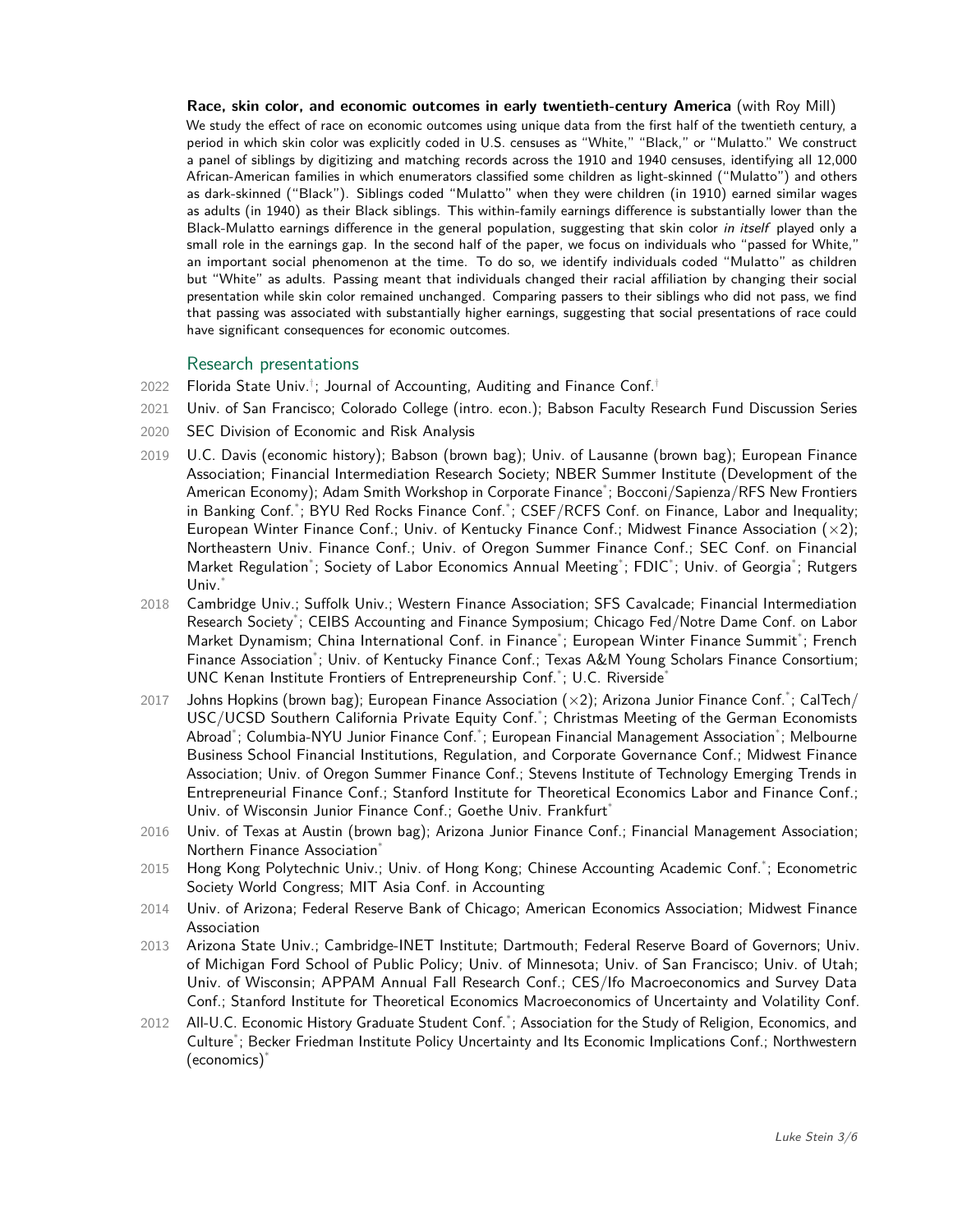**Race, skin color, and economic outcomes in early twentieth-century America** (with Roy Mill)

We study the effect of race on economic outcomes using unique data from the first half of the twentieth century, a period in which skin color was explicitly coded in U.S. censuses as "White," "Black," or "Mulatto." We construct a panel of siblings by digitizing and matching records across the 1910 and 1940 censuses, identifying all 12,000 African-American families in which enumerators classified some children as light-skinned ("Mulatto") and others as dark-skinned ("Black"). Siblings coded "Mulatto" when they were children (in 1910) earned similar wages as adults (in 1940) as their Black siblings. This within-family earnings difference is substantially lower than the Black-Mulatto earnings difference in the general population, suggesting that skin color *in itself* played only a small role in the earnings gap. In the second half of the paper, we focus on individuals who "passed for White," an important social phenomenon at the time. To do so, we identify individuals coded "Mulatto" as children but "White" as adults. Passing meant that individuals changed their racial affiliation by changing their social presentation while skin color remained unchanged. Comparing passers to their siblings who did not pass, we find that passing was associated with substantially higher earnings, suggesting that social presentations of race could have significant consequences for economic outcomes.

## Research presentations

- 2022 Florida State Univ.[†]; Journal of Accounting, Auditing and Finance Conf.[†]
- 2021 Univ. of San Francisco; Colorado College (intro. econ.); Babson Faculty Research Fund Discussion Series
- 2020 SEC Division of Economic and Risk Analysis
- 2019 U.C. Davis (economic history); Babson (brown bag); Univ. of Lausanne (brown bag); European Finance Association; Financial Intermediation Research Society; NBER Summer Institute (Development of the American Economy); Adam Smith Workshop in Corporate Finance[*]; Bocconi/Sapienza/RFS New Frontiers in Banking Conf.[*]; BYU Red Rocks Finance Conf.[*]; CSEF/RCFS Conf. on Finance, Labor and Inequality; European Winter Finance Conf.; Univ. of Kentucky Finance Conf.; Midwest Finance Association (×2); Northeastern Univ. Finance Conf.; Univ. of Oregon Summer Finance Conf.; SEC Conf. on Financial Market Regulation[*]; Society of Labor Economics Annual Meeting[*]; FDIC[*]; Univ. of Georgia[*]; Rutgers Univ.[*]
- 2018 Cambridge Univ.; Suffolk Univ.; Western Finance Association; SFS Cavalcade; Financial Intermediation Research Society[*]; CEIBS Accounting and Finance Symposium; Chicago Fed/Notre Dame Conf. on Labor Market Dynamism; China International Conf. in Finance[*]; European Winter Finance Summit[*]; French Finance Association[*]; Univ. of Kentucky Finance Conf.; Texas A&M Young Scholars Finance Consortium; UNC Kenan Institute Frontiers of Entrepreneurship Conf.[*]; U.C. Riverside[*]
- 2017 Johns Hopkins (brown bag); European Finance Association (×2); Arizona Junior Finance Conf.[*]; CalTech/USC/UCSD Southern California Private Equity Conf.[*]; Christmas Meeting of the German Economists Abroad[*]; Columbia-NYU Junior Finance Conf.[*]; European Financial Management Association[*]; Melbourne Business School Financial Institutions, Regulation, and Corporate Governance Conf.; Midwest Finance Association; Univ. of Oregon Summer Finance Conf.; Stevens Institute of Technology Emerging Trends in Entrepreneurial Finance Conf.; Stanford Institute for Theoretical Economics Labor and Finance Conf.; Univ. of Wisconsin Junior Finance Conf.; Goethe Univ. Frankfurt[*]
- 2016 Univ. of Texas at Austin (brown bag); Arizona Junior Finance Conf.; Financial Management Association; Northern Finance Association[*]
- 2015 Hong Kong Polytechnic Univ.; Univ. of Hong Kong; Chinese Accounting Academic Conf.[*]; Econometric Society World Congress; MIT Asia Conf. in Accounting
- 2014 Univ. of Arizona; Federal Reserve Bank of Chicago; American Economics Association; Midwest Finance Association
- 2013 Arizona State Univ.; Cambridge-INET Institute; Dartmouth; Federal Reserve Board of Governors; Univ. of Michigan Ford School of Public Policy; Univ. of Minnesota; Univ. of San Francisco; Univ. of Utah; Univ. of Wisconsin; APPAM Annual Fall Research Conf.; CES/Ifo Macroeconomics and Survey Data Conf.; Stanford Institute for Theoretical Economics Macroeconomics of Uncertainty and Volatility Conf.
- 2012 All-U.C. Economic History Graduate Student Conf.[*]; Association for the Study of Religion, Economics, and Culture[*]; Becker Friedman Institute Policy Uncertainty and Its Economic Implications Conf.; Northwestern (economics)[*]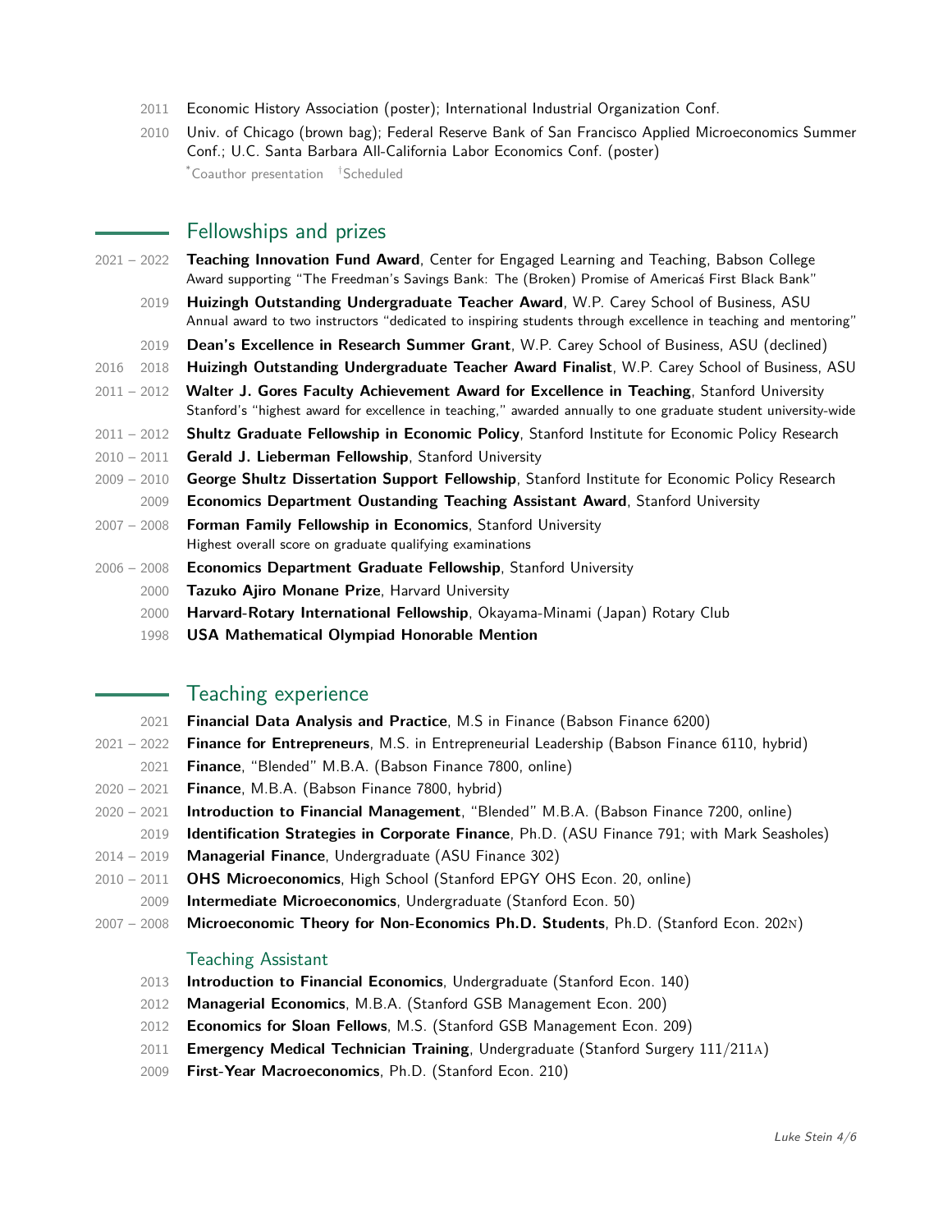2011 Economic History Association (poster); International Industrial Organization Conf.

2010 Univ. of Chicago (brown bag); Federal Reserve Bank of San Francisco Applied Microeconomics Summer Conf.; U.C. Santa Barbara All-California Labor Economics Conf. (poster)

*Coauthor presentation †Scheduled

## Fellowships and prizes

2021 – 2022 **Teaching Innovation Fund Award**, Center for Engaged Learning and Teaching, Babson College
Award supporting "The Freedman's Savings Bank: The (Broken) Promise of Americaś First Black Bank"

2019 **Huizingh Outstanding Undergraduate Teacher Award**, W.P. Carey School of Business, ASU
Annual award to two instructors "dedicated to inspiring students through excellence in teaching and mentoring"

2019 **Dean's Excellence in Research Summer Grant**, W.P. Carey School of Business, ASU (declined)

2016 2018 **Huizingh Outstanding Undergraduate Teacher Award Finalist**, W.P. Carey School of Business, ASU

2011 – 2012 **Walter J. Gores Faculty Achievement Award for Excellence in Teaching**, Stanford University
Stanford's "highest award for excellence in teaching," awarded annually to one graduate student university-wide

2011 – 2012 **Shultz Graduate Fellowship in Economic Policy**, Stanford Institute for Economic Policy Research

2010 – 2011 **Gerald J. Lieberman Fellowship**, Stanford University

2009 – 2010 **George Shultz Dissertation Support Fellowship**, Stanford Institute for Economic Policy Research

2009 **Economics Department Oustanding Teaching Assistant Award**, Stanford University

2007 – 2008 **Forman Family Fellowship in Economics**, Stanford University
Highest overall score on graduate qualifying examinations

2006 – 2008 **Economics Department Graduate Fellowship**, Stanford University

2000 **Tazuko Ajiro Monane Prize**, Harvard University

2000 **Harvard-Rotary International Fellowship**, Okayama-Minami (Japan) Rotary Club

1998 **USA Mathematical Olympiad Honorable Mention**

## Teaching experience

2021 **Financial Data Analysis and Practice**, M.S in Finance (Babson Finance 6200)

2021 – 2022 **Finance for Entrepreneurs**, M.S. in Entrepreneurial Leadership (Babson Finance 6110, hybrid)

2021 **Finance**, "Blended" M.B.A. (Babson Finance 7800, online)

2020 – 2021 **Finance**, M.B.A. (Babson Finance 7800, hybrid)

2020 – 2021 **Introduction to Financial Management**, "Blended" M.B.A. (Babson Finance 7200, online)

2019 **Identification Strategies in Corporate Finance**, Ph.D. (ASU Finance 791; with Mark Seasholes)

2014 – 2019 **Managerial Finance**, Undergraduate (ASU Finance 302)

2010 – 2011 **OHS Microeconomics**, High School (Stanford EPGY OHS Econ. 20, online)

2009 **Intermediate Microeconomics**, Undergraduate (Stanford Econ. 50)

2007 – 2008 **Microeconomic Theory for Non-Economics Ph.D. Students**, Ph.D. (Stanford Econ. 202N)

### Teaching Assistant

2013 **Introduction to Financial Economics**, Undergraduate (Stanford Econ. 140)

2012 **Managerial Economics**, M.B.A. (Stanford GSB Management Econ. 200)

2012 **Economics for Sloan Fellows**, M.S. (Stanford GSB Management Econ. 209)

2011 **Emergency Medical Technician Training**, Undergraduate (Stanford Surgery 111/211A)

2009 **First-Year Macroeconomics**, Ph.D. (Stanford Econ. 210)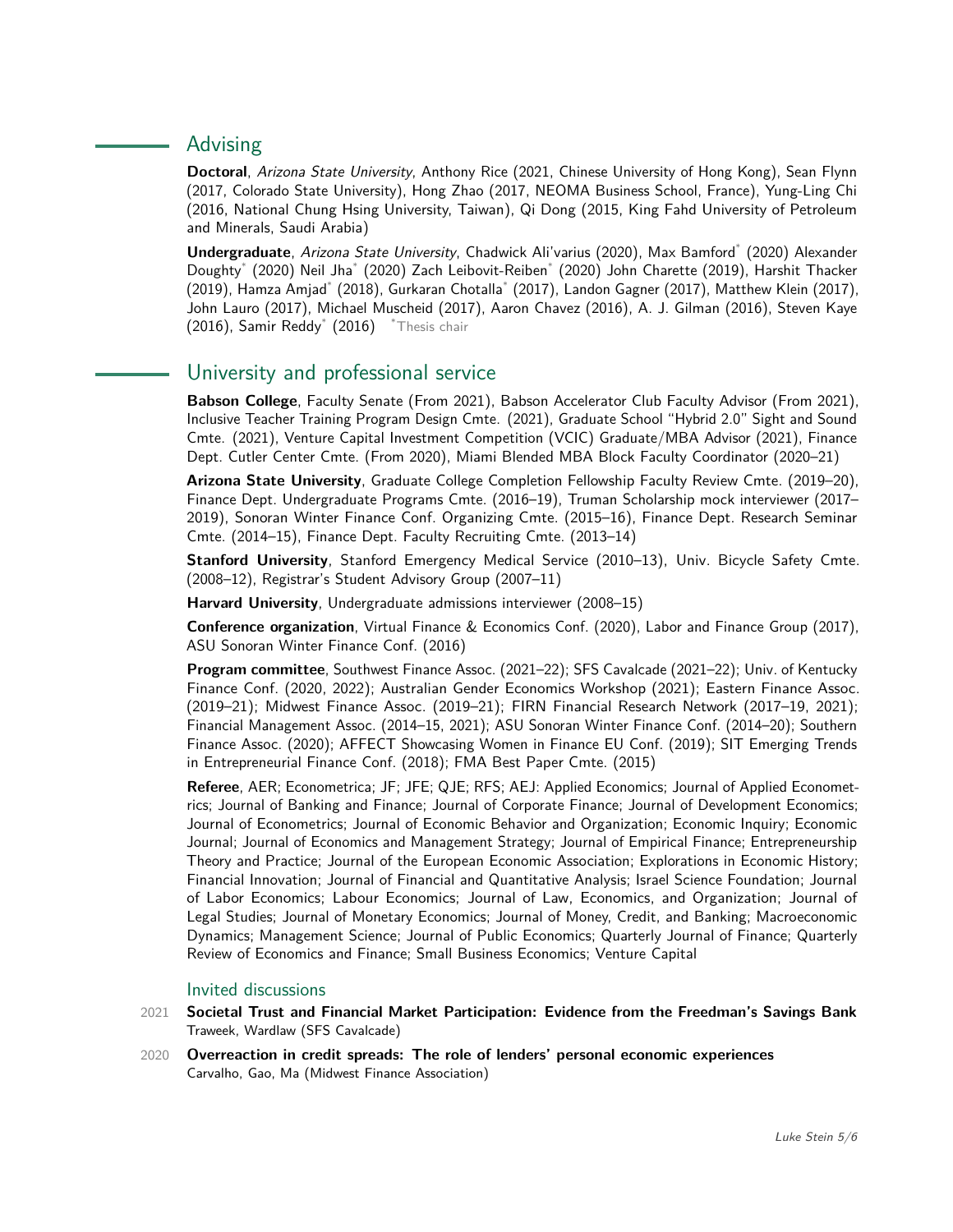## Advising

**Doctoral**, *Arizona State University*, Anthony Rice (2021, Chinese University of Hong Kong), Sean Flynn (2017, Colorado State University), Hong Zhao (2017, NEOMA Business School, France), Yung-Ling Chi (2016, National Chung Hsing University, Taiwan), Qi Dong (2015, King Fahd University of Petroleum and Minerals, Saudi Arabia)

**Undergraduate**, *Arizona State University*, Chadwick Ali'varius (2020), Max Bamford* (2020) Alexander Doughty* (2020) Neil Jha* (2020) Zach Leibovit-Reiben* (2020) John Charette (2019), Harshit Thacker (2019), Hamza Amjad* (2018), Gurkaran Chotalla* (2017), Landon Gagner (2017), Matthew Klein (2017), John Lauro (2017), Michael Muscheid (2017), Aaron Chavez (2016), A. J. Gilman (2016), Steven Kaye (2016), Samir Reddy* (2016) *Thesis chair

## University and professional service

**Babson College**, Faculty Senate (From 2021), Babson Accelerator Club Faculty Advisor (From 2021), Inclusive Teacher Training Program Design Cmte. (2021), Graduate School "Hybrid 2.0" Sight and Sound Cmte. (2021), Venture Capital Investment Competition (VCIC) Graduate/MBA Advisor (2021), Finance Dept. Cutler Center Cmte. (From 2020), Miami Blended MBA Block Faculty Coordinator (2020–21)

**Arizona State University**, Graduate College Completion Fellowship Faculty Review Cmte. (2019–20), Finance Dept. Undergraduate Programs Cmte. (2016–19), Truman Scholarship mock interviewer (2017–2019), Sonoran Winter Finance Conf. Organizing Cmte. (2015–16), Finance Dept. Research Seminar Cmte. (2014–15), Finance Dept. Faculty Recruiting Cmte. (2013–14)

**Stanford University**, Stanford Emergency Medical Service (2010–13), Univ. Bicycle Safety Cmte. (2008–12), Registrar's Student Advisory Group (2007–11)

**Harvard University**, Undergraduate admissions interviewer (2008–15)

**Conference organization**, Virtual Finance & Economics Conf. (2020), Labor and Finance Group (2017), ASU Sonoran Winter Finance Conf. (2016)

**Program committee**, Southwest Finance Assoc. (2021–22); SFS Cavalcade (2021–22); Univ. of Kentucky Finance Conf. (2020, 2022); Australian Gender Economics Workshop (2021); Eastern Finance Assoc. (2019–21); Midwest Finance Assoc. (2019–21); FIRN Financial Research Network (2017–19, 2021); Financial Management Assoc. (2014–15, 2021); ASU Sonoran Winter Finance Conf. (2014–20); Southern Finance Assoc. (2020); AFFECT Showcasing Women in Finance EU Conf. (2019); SIT Emerging Trends in Entrepreneurial Finance Conf. (2018); FMA Best Paper Cmte. (2015)

**Referee**, AER; Econometrica; JF; JFE; QJE; RFS; AEJ: Applied Economics; Journal of Applied Econometrics; Journal of Banking and Finance; Journal of Corporate Finance; Journal of Development Economics; Journal of Econometrics; Journal of Economic Behavior and Organization; Economic Inquiry; Economic Journal; Journal of Economics and Management Strategy; Journal of Empirical Finance; Entrepreneurship Theory and Practice; Journal of the European Economic Association; Explorations in Economic History; Financial Innovation; Journal of Financial and Quantitative Analysis; Israel Science Foundation; Journal of Labor Economics; Labour Economics; Journal of Law, Economics, and Organization; Journal of Legal Studies; Journal of Monetary Economics; Journal of Money, Credit, and Banking; Macroeconomic Dynamics; Management Science; Journal of Public Economics; Quarterly Journal of Finance; Quarterly Review of Economics and Finance; Small Business Economics; Venture Capital

### Invited discussions

2021 **Societal Trust and Financial Market Participation: Evidence from the Freedman's Savings Bank**
Traweek, Wardlaw (SFS Cavalcade)

2020 **Overreaction in credit spreads: The role of lenders' personal economic experiences**
Carvalho, Gao, Ma (Midwest Finance Association)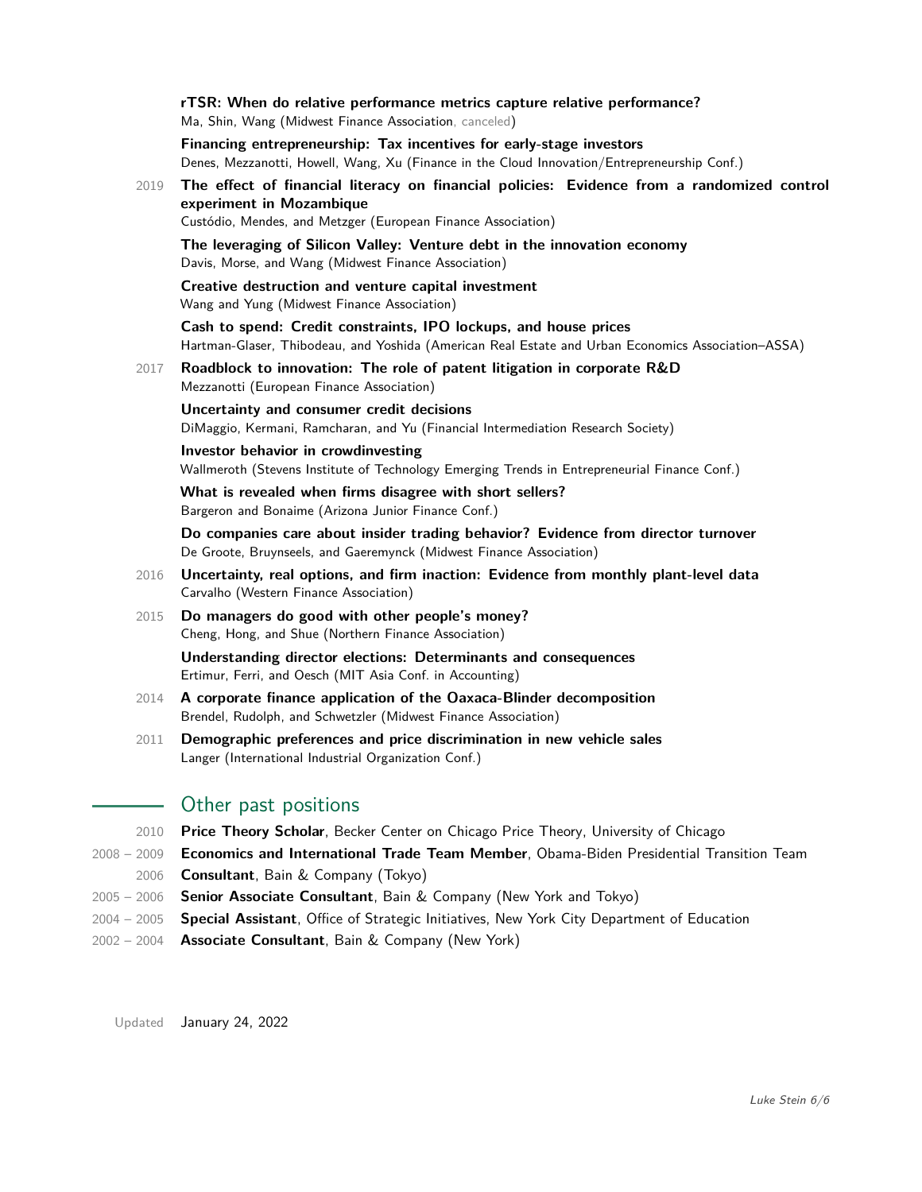**rTSR: When do relative performance metrics capture relative performance?**
Ma, Shin, Wang (Midwest Finance Association, canceled)

**Financing entrepreneurship: Tax incentives for early-stage investors**
Denes, Mezzanotti, Howell, Wang, Xu (Finance in the Cloud Innovation/Entrepreneurship Conf.)

2019 **The effect of financial literacy on financial policies: Evidence from a randomized control experiment in Mozambique**
Custódio, Mendes, and Metzger (European Finance Association)

**The leveraging of Silicon Valley: Venture debt in the innovation economy**
Davis, Morse, and Wang (Midwest Finance Association)

**Creative destruction and venture capital investment**
Wang and Yung (Midwest Finance Association)

**Cash to spend: Credit constraints, IPO lockups, and house prices**
Hartman-Glaser, Thibodeau, and Yoshida (American Real Estate and Urban Economics Association–ASSA)

2017 **Roadblock to innovation: The role of patent litigation in corporate R&D**
Mezzanotti (European Finance Association)

**Uncertainty and consumer credit decisions**
DiMaggio, Kermani, Ramcharan, and Yu (Financial Intermediation Research Society)

**Investor behavior in crowdinvesting**
Wallmeroth (Stevens Institute of Technology Emerging Trends in Entrepreneurial Finance Conf.)

**What is revealed when firms disagree with short sellers?**
Bargeron and Bonaime (Arizona Junior Finance Conf.)

**Do companies care about insider trading behavior? Evidence from director turnover**
De Groote, Bruynseels, and Gaeremynck (Midwest Finance Association)

2016 **Uncertainty, real options, and firm inaction: Evidence from monthly plant-level data**
Carvalho (Western Finance Association)

2015 **Do managers do good with other people's money?**
Cheng, Hong, and Shue (Northern Finance Association)

**Understanding director elections: Determinants and consequences**
Ertimur, Ferri, and Oesch (MIT Asia Conf. in Accounting)

2014 **A corporate finance application of the Oaxaca-Blinder decomposition**
Brendel, Rudolph, and Schwetzler (Midwest Finance Association)

2011 **Demographic preferences and price discrimination in new vehicle sales**
Langer (International Industrial Organization Conf.)

## Other past positions

2010 **Price Theory Scholar**, Becker Center on Chicago Price Theory, University of Chicago

2008 – 2009 **Economics and International Trade Team Member**, Obama-Biden Presidential Transition Team

2006 **Consultant**, Bain & Company (Tokyo)

2005 – 2006 **Senior Associate Consultant**, Bain & Company (New York and Tokyo)

2004 – 2005 **Special Assistant**, Office of Strategic Initiatives, New York City Department of Education

2002 – 2004 **Associate Consultant**, Bain & Company (New York)

Updated January 24, 2022